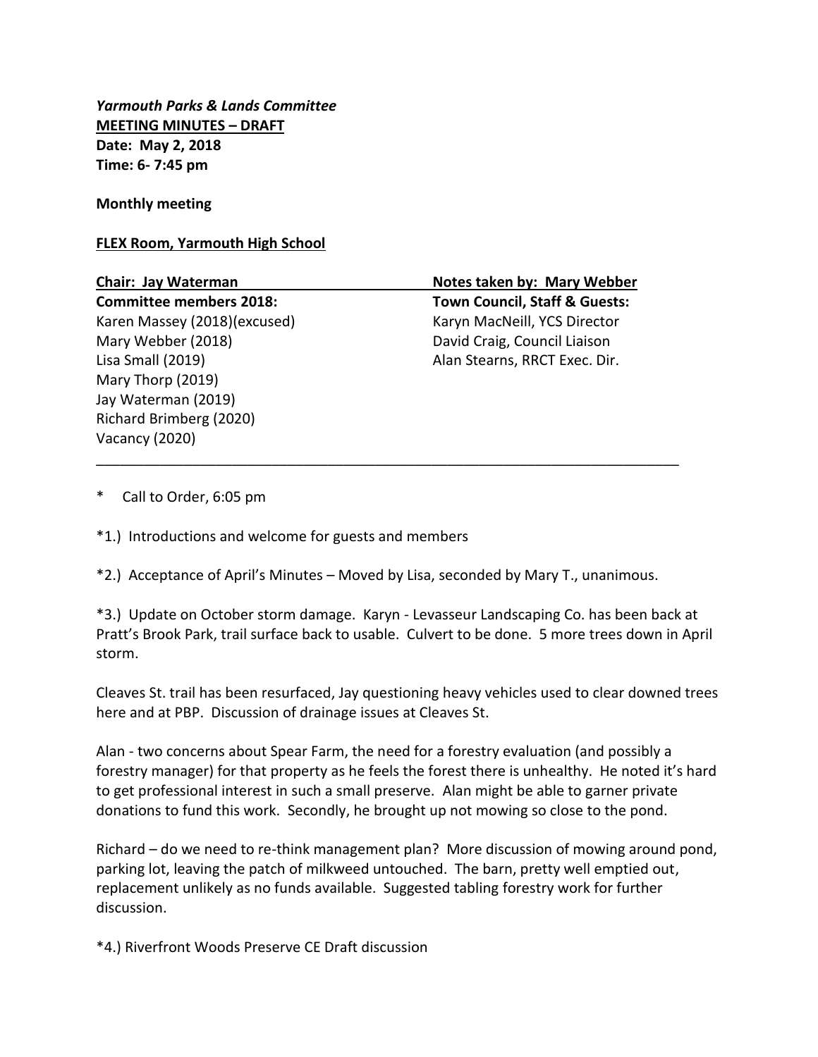***Yarmouth Parks & Lands Committee***
**MEETING MINUTES – DRAFT**
**Date: May 2, 2018**
**Time: 6- 7:45 pm**

**Monthly meeting**

**FLEX Room, Yarmouth High School**

| **Chair: Jay Waterman** | **Notes taken by: Mary Webber** |
|---|---|
| **Committee members 2018:** | **Town Council, Staff & Guests:** |
| Karen Massey (2018)(excused) | Karyn MacNeill, YCS Director |
| Mary Webber (2018) | David Craig, Council Liaison |
| Lisa Small (2019) | Alan Stearns, RRCT Exec. Dir. |
| Mary Thorp (2019) | |
| Jay Waterman (2019) | |
| Richard Brimberg (2020) | |
| Vacancy (2020) | |

---

\* Call to Order, 6:05 pm

*1.) Introductions and welcome for guests and members

*2.) Acceptance of April's Minutes – Moved by Lisa, seconded by Mary T., unanimous.

*3.) Update on October storm damage. Karyn - Levasseur Landscaping Co. has been back at Pratt's Brook Park, trail surface back to usable. Culvert to be done. 5 more trees down in April storm.

Cleaves St. trail has been resurfaced, Jay questioning heavy vehicles used to clear downed trees here and at PBP. Discussion of drainage issues at Cleaves St.

Alan - two concerns about Spear Farm, the need for a forestry evaluation (and possibly a forestry manager) for that property as he feels the forest there is unhealthy. He noted it's hard to get professional interest in such a small preserve. Alan might be able to garner private donations to fund this work. Secondly, he brought up not mowing so close to the pond.

Richard – do we need to re-think management plan? More discussion of mowing around pond, parking lot, leaving the patch of milkweed untouched. The barn, pretty well emptied out, replacement unlikely as no funds available. Suggested tabling forestry work for further discussion.

*4.) Riverfront Woods Preserve CE Draft discussion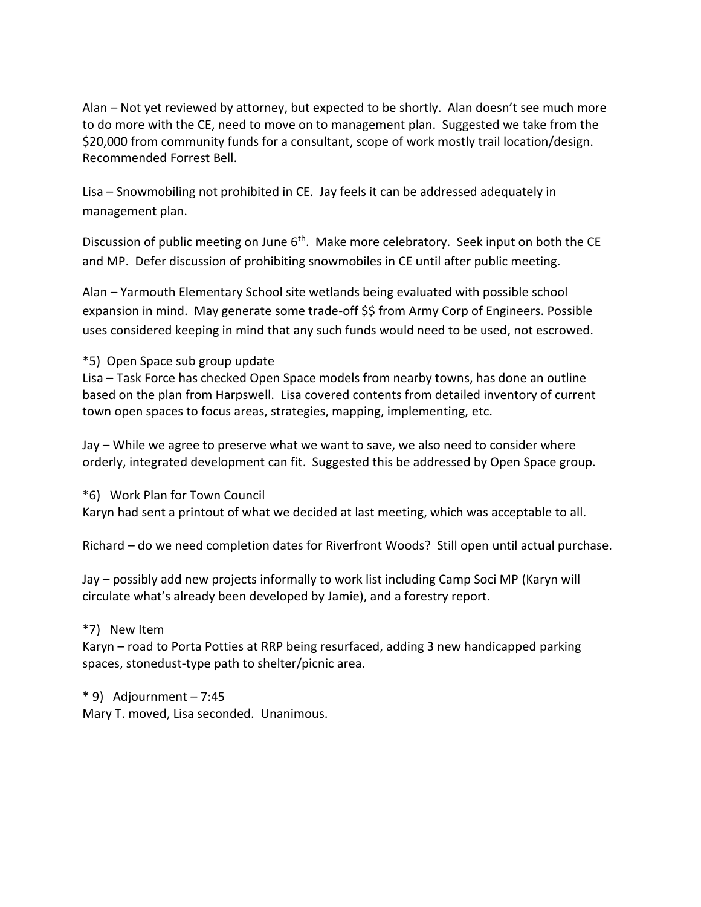Alan – Not yet reviewed by attorney, but expected to be shortly. Alan doesn't see much more to do more with the CE, need to move on to management plan. Suggested we take from the $20,000 from community funds for a consultant, scope of work mostly trail location/design. Recommended Forrest Bell.

Lisa – Snowmobiling not prohibited in CE. Jay feels it can be addressed adequately in management plan.

Discussion of public meeting on June 6th. Make more celebratory. Seek input on both the CE and MP. Defer discussion of prohibiting snowmobiles in CE until after public meeting.

Alan – Yarmouth Elementary School site wetlands being evaluated with possible school expansion in mind. May generate some trade-off $$ from Army Corp of Engineers. Possible uses considered keeping in mind that any such funds would need to be used, not escrowed.

*5) Open Space sub group update
Lisa – Task Force has checked Open Space models from nearby towns, has done an outline based on the plan from Harpswell. Lisa covered contents from detailed inventory of current town open spaces to focus areas, strategies, mapping, implementing, etc.

Jay – While we agree to preserve what we want to save, we also need to consider where orderly, integrated development can fit. Suggested this be addressed by Open Space group.

*6) Work Plan for Town Council
Karyn had sent a printout of what we decided at last meeting, which was acceptable to all.

Richard – do we need completion dates for Riverfront Woods? Still open until actual purchase.

Jay – possibly add new projects informally to work list including Camp Soci MP (Karyn will circulate what's already been developed by Jamie), and a forestry report.

*7) New Item
Karyn – road to Porta Potties at RRP being resurfaced, adding 3 new handicapped parking spaces, stonedust-type path to shelter/picnic area.

* 9) Adjournment – 7:45
Mary T. moved, Lisa seconded. Unanimous.